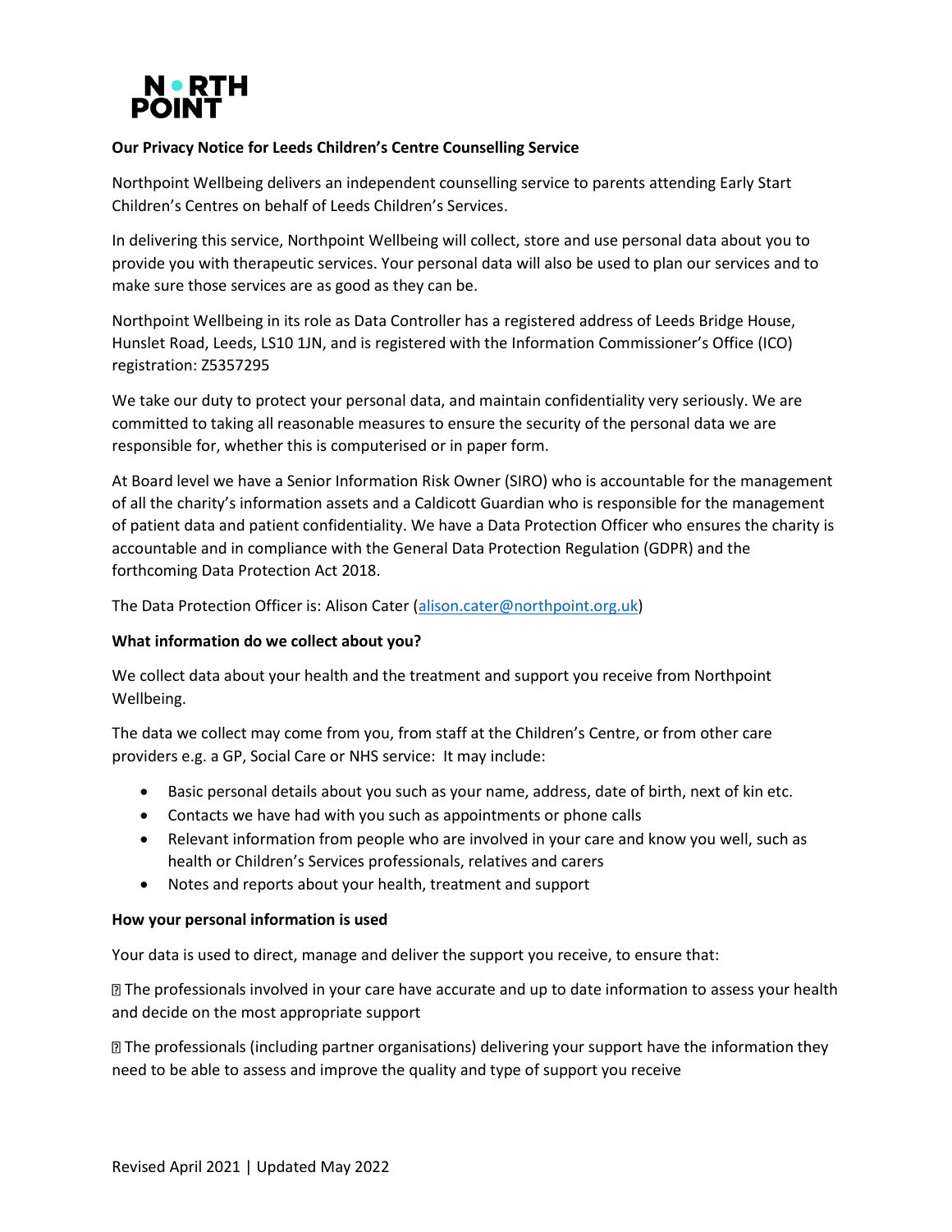**Our Privacy Notice for Leeds Children's Centre Counselling Service**

Northpoint Wellbeing delivers an independent counselling service to parents attending Early Start Children's Centres on behalf of Leeds Children's Services.

In delivering this service, Northpoint Wellbeing will collect, store and use personal data about you to provide you with therapeutic services. Your personal data will also be used to plan our services and to make sure those services are as good as they can be.

Northpoint Wellbeing in its role as Data Controller has a registered address of Leeds Bridge House, Hunslet Road, Leeds, LS10 1JN, and is registered with the Information Commissioner's Office (ICO) registration: Z5357295

We take our duty to protect your personal data, and maintain confidentiality very seriously. We are committed to taking all reasonable measures to ensure the security of the personal data we are responsible for, whether this is computerised or in paper form.

At Board level we have a Senior Information Risk Owner (SIRO) who is accountable for the management of all the charity's information assets and a Caldicott Guardian who is responsible for the management of patient data and patient confidentiality. We have a Data Protection Officer who ensures the charity is accountable and in compliance with the General Data Protection Regulation (GDPR) and the forthcoming Data Protection Act 2018.

The Data Protection Officer is: Alison Cater (alison.cater@northpoint.org.uk)

**What information do we collect about you?**

We collect data about your health and the treatment and support you receive from Northpoint Wellbeing.

The data we collect may come from you, from staff at the Children's Centre, or from other care providers e.g. a GP, Social Care or NHS service: It may include:

- Basic personal details about you such as your name, address, date of birth, next of kin etc.
- Contacts we have had with you such as appointments or phone calls
- Relevant information from people who are involved in your care and know you well, such as health or Children's Services professionals, relatives and carers
- Notes and reports about your health, treatment and support

**How your personal information is used**

Your data is used to direct, manage and deliver the support you receive, to ensure that:

- The professionals involved in your care have accurate and up to date information to assess your health and decide on the most appropriate support
- The professionals (including partner organisations) delivering your support have the information they need to be able to assess and improve the quality and type of support you receive

Revised April 2021 | Updated May 2022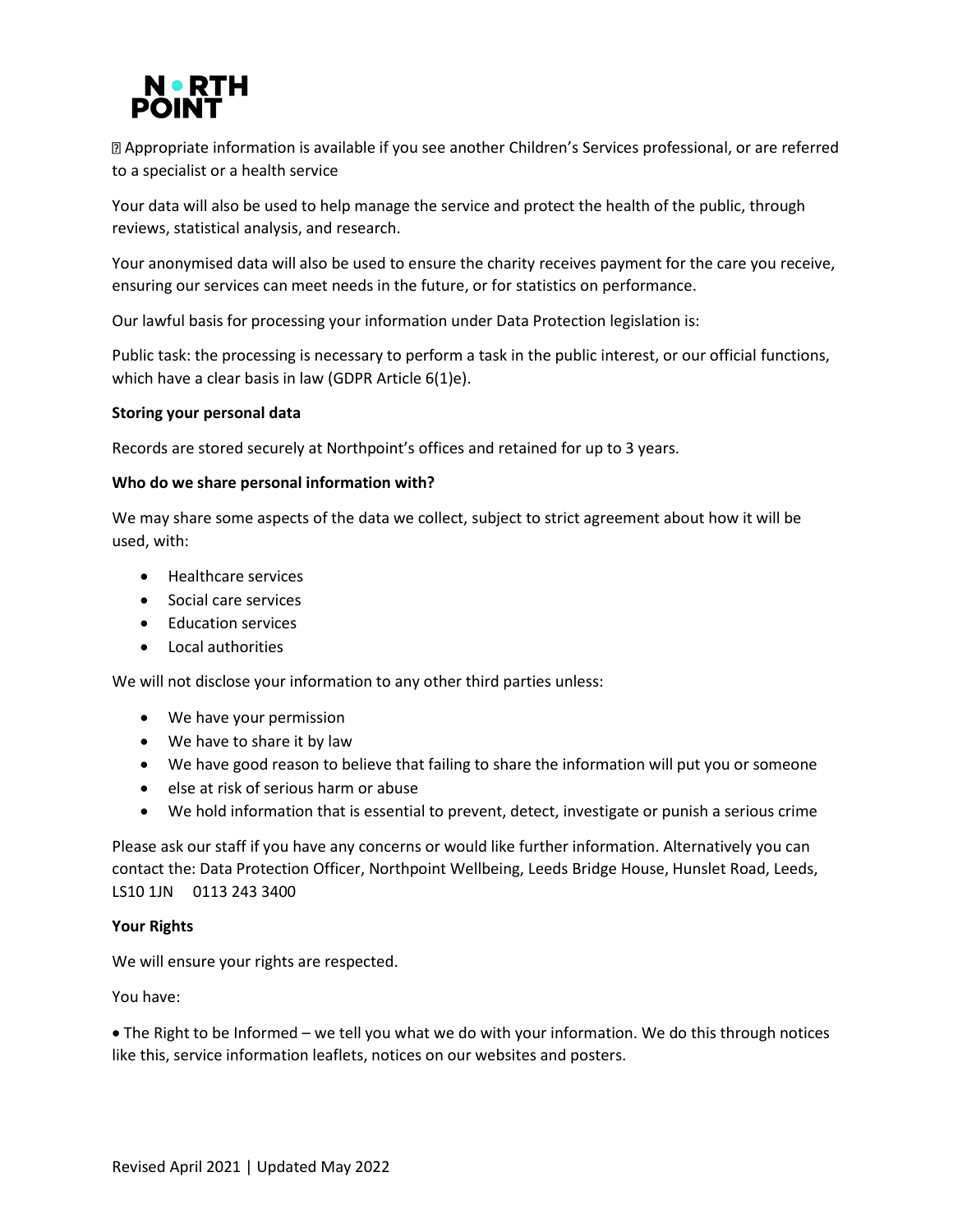Appropriate information is available if you see another Children's Services professional, or are referred to a specialist or a health service

Your data will also be used to help manage the service and protect the health of the public, through reviews, statistical analysis, and research.

Your anonymised data will also be used to ensure the charity receives payment for the care you receive, ensuring our services can meet needs in the future, or for statistics on performance.

Our lawful basis for processing your information under Data Protection legislation is:

Public task: the processing is necessary to perform a task in the public interest, or our official functions, which have a clear basis in law (GDPR Article 6(1)e).

**Storing your personal data**

Records are stored securely at Northpoint's offices and retained for up to 3 years.

**Who do we share personal information with?**

We may share some aspects of the data we collect, subject to strict agreement about how it will be used, with:

- Healthcare services
- Social care services
- Education services
- Local authorities

We will not disclose your information to any other third parties unless:

- We have your permission
- We have to share it by law
- We have good reason to believe that failing to share the information will put you or someone
- else at risk of serious harm or abuse
- We hold information that is essential to prevent, detect, investigate or punish a serious crime

Please ask our staff if you have any concerns or would like further information. Alternatively you can contact the: Data Protection Officer, Northpoint Wellbeing, Leeds Bridge House, Hunslet Road, Leeds, LS10 1JN 0113 243 3400

**Your Rights**

We will ensure your rights are respected.

You have:

- The Right to be Informed – we tell you what we do with your information. We do this through notices like this, service information leaflets, notices on our websites and posters.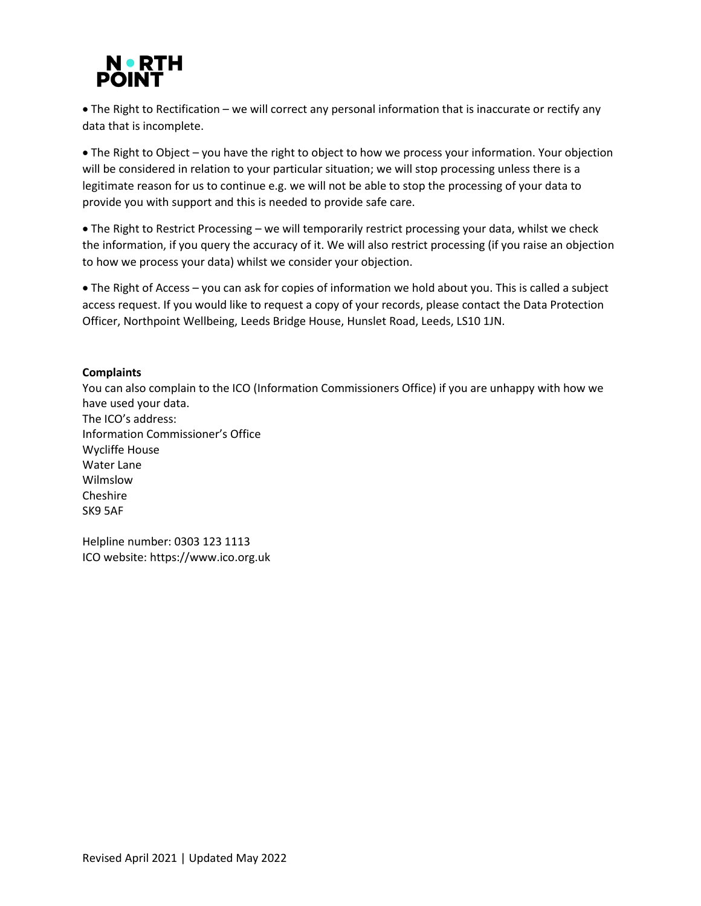- The Right to Rectification – we will correct any personal information that is inaccurate or rectify any data that is incomplete.

- The Right to Object – you have the right to object to how we process your information. Your objection will be considered in relation to your particular situation; we will stop processing unless there is a legitimate reason for us to continue e.g. we will not be able to stop the processing of your data to provide you with support and this is needed to provide safe care.

- The Right to Restrict Processing – we will temporarily restrict processing your data, whilst we check the information, if you query the accuracy of it. We will also restrict processing (if you raise an objection to how we process your data) whilst we consider your objection.

- The Right of Access – you can ask for copies of information we hold about you. This is called a subject access request. If you would like to request a copy of your records, please contact the Data Protection Officer, Northpoint Wellbeing, Leeds Bridge House, Hunslet Road, Leeds, LS10 1JN.

**Complaints**

You can also complain to the ICO (Information Commissioners Office) if you are unhappy with how we have used your data.
The ICO's address:
Information Commissioner's Office
Wycliffe House
Water Lane
Wilmslow
Cheshire
SK9 5AF

Helpline number: 0303 123 1113
ICO website: https://www.ico.org.uk

Revised April 2021 | Updated May 2022